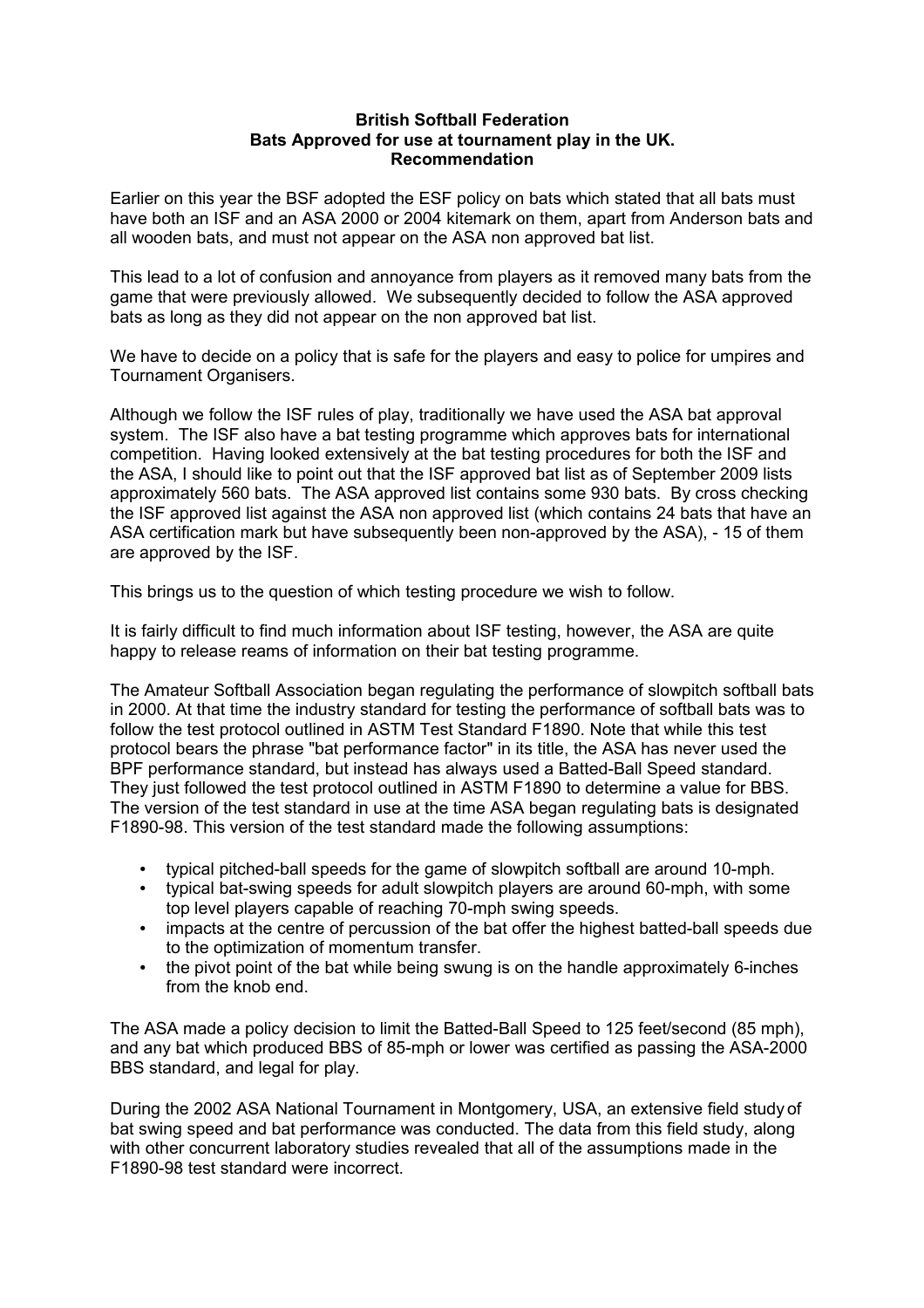**British Softball Federation**
**Bats Approved for use at tournament play in the UK.**
**Recommendation**

Earlier on this year the BSF adopted the ESF policy on bats which stated that all bats must have both an ISF and an ASA 2000 or 2004 kitemark on them, apart from Anderson bats and all wooden bats, and must not appear on the ASA non approved bat list.

This lead to a lot of confusion and annoyance from players as it removed many bats from the game that were previously allowed. We subsequently decided to follow the ASA approved bats as long as they did not appear on the non approved bat list.

We have to decide on a policy that is safe for the players and easy to police for umpires and Tournament Organisers.

Although we follow the ISF rules of play, traditionally we have used the ASA bat approval system. The ISF also have a bat testing programme which approves bats for international competition. Having looked extensively at the bat testing procedures for both the ISF and the ASA, I should like to point out that the ISF approved bat list as of September 2009 lists approximately 560 bats. The ASA approved list contains some 930 bats. By cross checking the ISF approved list against the ASA non approved list (which contains 24 bats that have an ASA certification mark but have subsequently been non-approved by the ASA), - 15 of them are approved by the ISF.

This brings us to the question of which testing procedure we wish to follow.

It is fairly difficult to find much information about ISF testing, however, the ASA are quite happy to release reams of information on their bat testing programme.

The Amateur Softball Association began regulating the performance of slowpitch softball bats in 2000. At that time the industry standard for testing the performance of softball bats was to follow the test protocol outlined in ASTM Test Standard F1890. Note that while this test protocol bears the phrase "bat performance factor" in its title, the ASA has never used the BPF performance standard, but instead has always used a Batted-Ball Speed standard. They just followed the test protocol outlined in ASTM F1890 to determine a value for BBS. The version of the test standard in use at the time ASA began regulating bats is designated F1890-98. This version of the test standard made the following assumptions:

- typical pitched-ball speeds for the game of slowpitch softball are around 10-mph.
- typical bat-swing speeds for adult slowpitch players are around 60-mph, with some top level players capable of reaching 70-mph swing speeds.
- impacts at the centre of percussion of the bat offer the highest batted-ball speeds due to the optimization of momentum transfer.
- the pivot point of the bat while being swung is on the handle approximately 6-inches from the knob end.

The ASA made a policy decision to limit the Batted-Ball Speed to 125 feet/second (85 mph), and any bat which produced BBS of 85-mph or lower was certified as passing the ASA-2000 BBS standard, and legal for play.

During the 2002 ASA National Tournament in Montgomery, USA, an extensive field study of bat swing speed and bat performance was conducted. The data from this field study, along with other concurrent laboratory studies revealed that all of the assumptions made in the F1890-98 test standard were incorrect.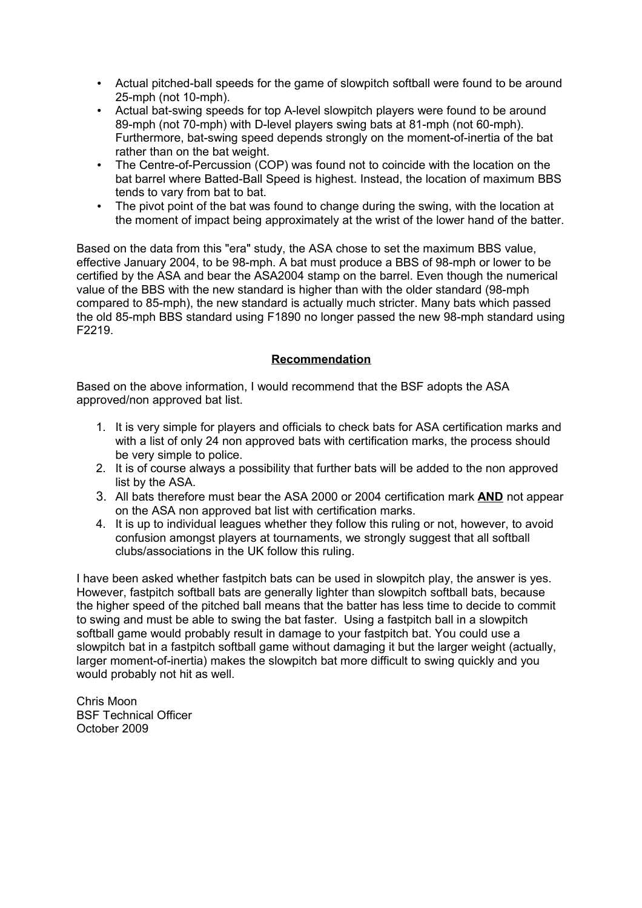- Actual pitched-ball speeds for the game of slowpitch softball were found to be around 25-mph (not 10-mph).
- Actual bat-swing speeds for top A-level slowpitch players were found to be around 89-mph (not 70-mph) with D-level players swing bats at 81-mph (not 60-mph). Furthermore, bat-swing speed depends strongly on the moment-of-inertia of the bat rather than on the bat weight.
- The Centre-of-Percussion (COP) was found not to coincide with the location on the bat barrel where Batted-Ball Speed is highest. Instead, the location of maximum BBS tends to vary from bat to bat.
- The pivot point of the bat was found to change during the swing, with the location at the moment of impact being approximately at the wrist of the lower hand of the batter.

Based on the data from this "era" study, the ASA chose to set the maximum BBS value, effective January 2004, to be 98-mph. A bat must produce a BBS of 98-mph or lower to be certified by the ASA and bear the ASA2004 stamp on the barrel. Even though the numerical value of the BBS with the new standard is higher than with the older standard (98-mph compared to 85-mph), the new standard is actually much stricter. Many bats which passed the old 85-mph BBS standard using F1890 no longer passed the new 98-mph standard using F2219.

## Recommendation

Based on the above information, I would recommend that the BSF adopts the ASA approved/non approved bat list.

1. It is very simple for players and officials to check bats for ASA certification marks and with a list of only 24 non approved bats with certification marks, the process should be very simple to police.
2. It is of course always a possibility that further bats will be added to the non approved list by the ASA.
3. All bats therefore must bear the ASA 2000 or 2004 certification mark **AND** not appear on the ASA non approved bat list with certification marks.
4. It is up to individual leagues whether they follow this ruling or not, however, to avoid confusion amongst players at tournaments, we strongly suggest that all softball clubs/associations in the UK follow this ruling.

I have been asked whether fastpitch bats can be used in slowpitch play, the answer is yes. However, fastpitch softball bats are generally lighter than slowpitch softball bats, because the higher speed of the pitched ball means that the batter has less time to decide to commit to swing and must be able to swing the bat faster. Using a fastpitch ball in a slowpitch softball game would probably result in damage to your fastpitch bat. You could use a slowpitch bat in a fastpitch softball game without damaging it but the larger weight (actually, larger moment-of-inertia) makes the slowpitch bat more difficult to swing quickly and you would probably not hit as well.

Chris Moon
BSF Technical Officer
October 2009